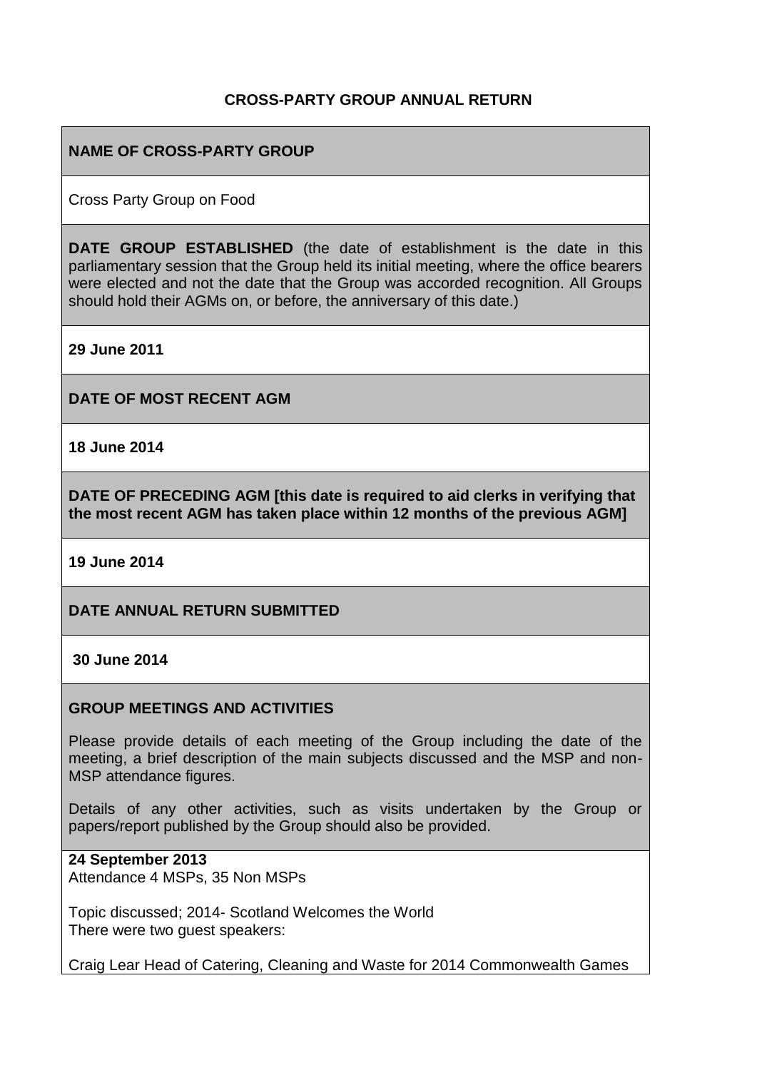# CROSS-PARTY GROUP ANNUAL RETURN

**NAME OF CROSS-PARTY GROUP**

Cross Party Group on Food

**DATE GROUP ESTABLISHED** (the date of establishment is the date in this parliamentary session that the Group held its initial meeting, where the office bearers were elected and not the date that the Group was accorded recognition. All Groups should hold their AGMs on, or before, the anniversary of this date.)

**29 June 2011**

**DATE OF MOST RECENT AGM**

**18 June 2014**

**DATE OF PRECEDING AGM [this date is required to aid clerks in verifying that the most recent AGM has taken place within 12 months of the previous AGM]**

**19 June 2014**

**DATE ANNUAL RETURN SUBMITTED**

**30 June 2014**

**GROUP MEETINGS AND ACTIVITIES**

Please provide details of each meeting of the Group including the date of the meeting, a brief description of the main subjects discussed and the MSP and non-MSP attendance figures.

Details of any other activities, such as visits undertaken by the Group or papers/report published by the Group should also be provided.

**24 September 2013**
Attendance 4 MSPs, 35 Non MSPs

Topic discussed; 2014- Scotland Welcomes the World
There were two guest speakers:

Craig Lear Head of Catering, Cleaning and Waste for 2014 Commonwealth Games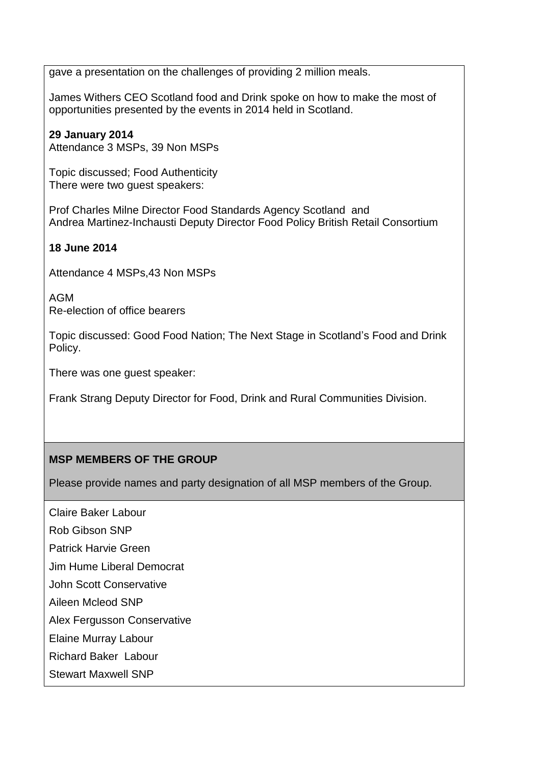gave a presentation on the challenges of providing 2 million meals.

James Withers CEO Scotland food and Drink spoke on how to make the most of opportunities presented by the events in 2014 held in Scotland.

**29 January 2014**
Attendance 3 MSPs, 39 Non MSPs

Topic discussed; Food Authenticity
There were two guest speakers:

Prof Charles Milne Director Food Standards Agency Scotland and
Andrea Martinez-Inchausti Deputy Director Food Policy British Retail Consortium

**18 June 2014**

Attendance 4 MSPs,43 Non MSPs

AGM
Re-election of office bearers

Topic discussed: Good Food Nation; The Next Stage in Scotland's Food and Drink Policy.

There was one guest speaker:

Frank Strang Deputy Director for Food, Drink and Rural Communities Division.

**MSP MEMBERS OF THE GROUP**

Please provide names and party designation of all MSP members of the Group.

Claire Baker Labour

Rob Gibson SNP

Patrick Harvie Green

Jim Hume Liberal Democrat

John Scott Conservative

Aileen Mcleod SNP

Alex Fergusson Conservative

Elaine Murray Labour

Richard Baker Labour

Stewart Maxwell SNP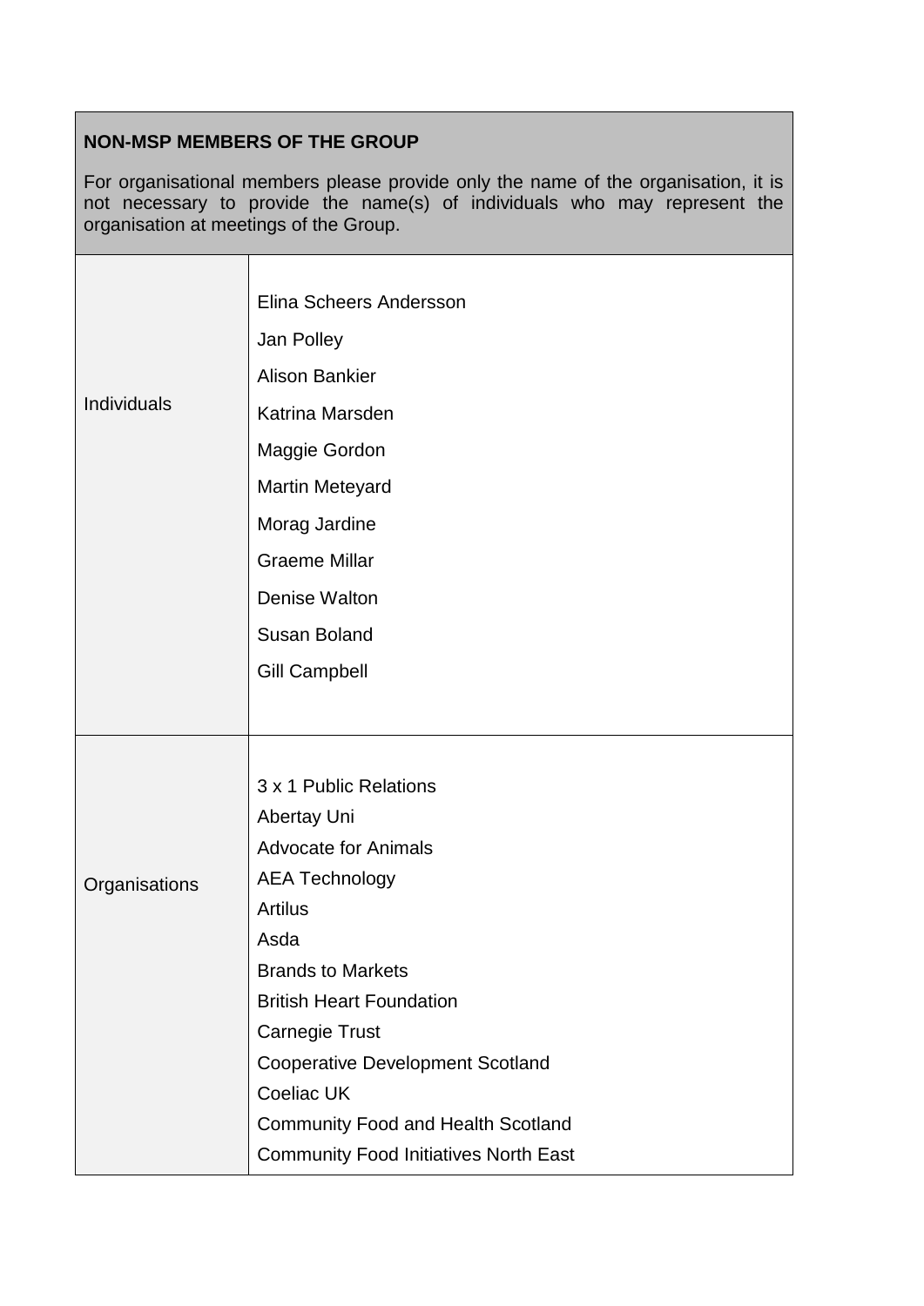| **NON-MSP MEMBERS OF THE GROUP**<br><br>For organisational members please provide only the name of the organisation, it is not necessary to provide the name(s) of individuals who may represent the organisation at meetings of the Group. | |
|---|---|
| Individuals | Elina Scheers Andersson<br>Jan Polley<br>Alison Bankier<br>Katrina Marsden<br>Maggie Gordon<br>Martin Meteyard<br>Morag Jardine<br>Graeme Millar<br>Denise Walton<br>Susan Boland<br>Gill Campbell |
| Organisations | 3 x 1 Public Relations<br>Abertay Uni<br>Advocate for Animals<br>AEA Technology<br>Artilus<br>Asda<br>Brands to Markets<br>British Heart Foundation<br>Carnegie Trust<br>Cooperative Development Scotland<br>Coeliac UK<br>Community Food and Health Scotland<br>Community Food Initiatives North East |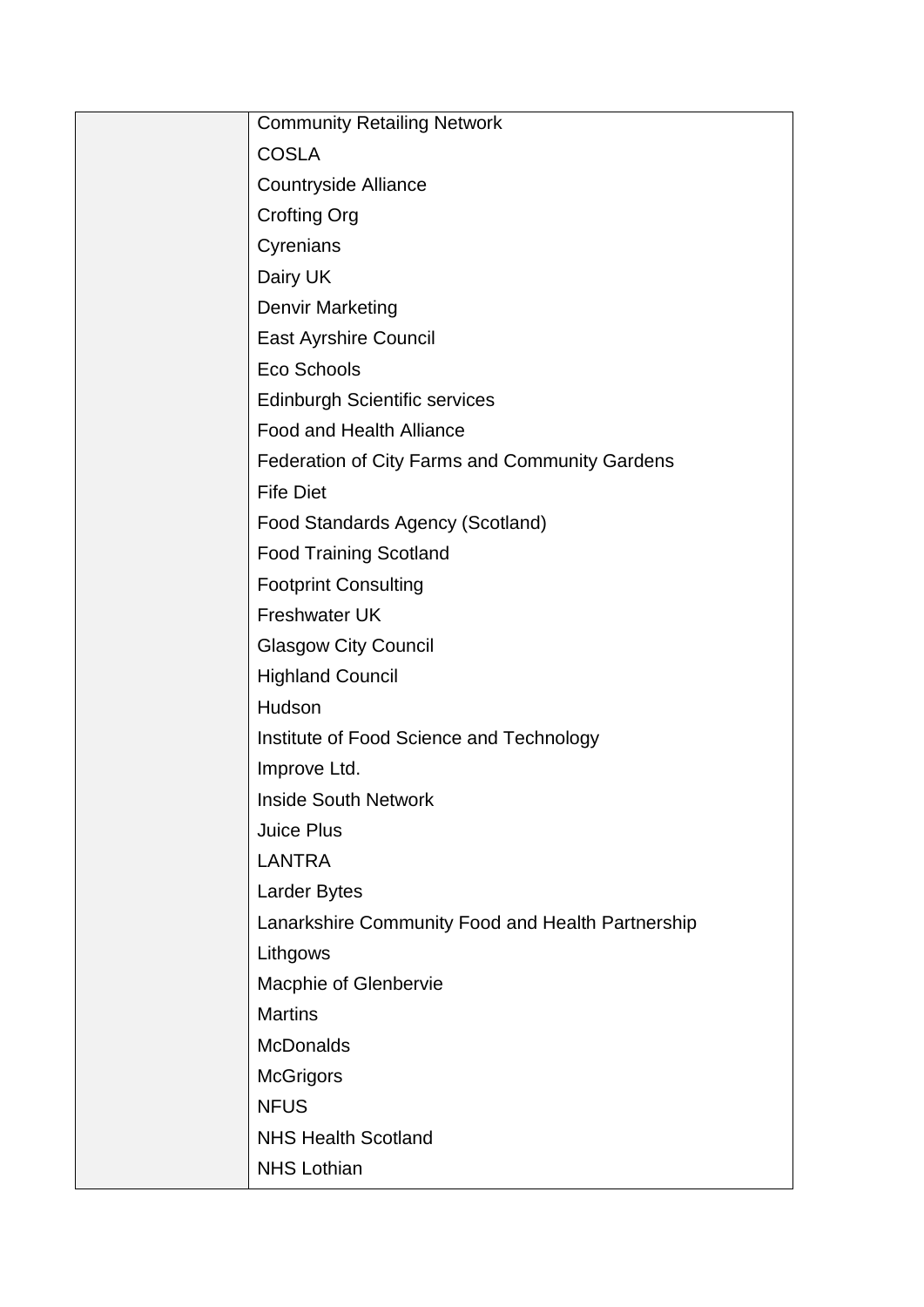| | |
|---|---|
| | Community Retailing Network<br>COSLA<br>Countryside Alliance<br>Crofting Org<br>Cyrenians<br>Dairy UK<br>Denvir Marketing<br>East Ayrshire Council<br>Eco Schools<br>Edinburgh Scientific services<br>Food and Health Alliance<br>Federation of City Farms and Community Gardens<br>Fife Diet<br>Food Standards Agency (Scotland)<br>Food Training Scotland<br>Footprint Consulting<br>Freshwater UK<br>Glasgow City Council<br>Highland Council<br>Hudson<br>Institute of Food Science and Technology<br>Improve Ltd.<br>Inside South Network<br>Juice Plus<br>LANTRA<br>Larder Bytes<br>Lanarkshire Community Food and Health Partnership<br>Lithgows<br>Macphie of Glenbervie<br>Martins<br>McDonalds<br>McGrigors<br>NFUS<br>NHS Health Scotland<br>NHS Lothian |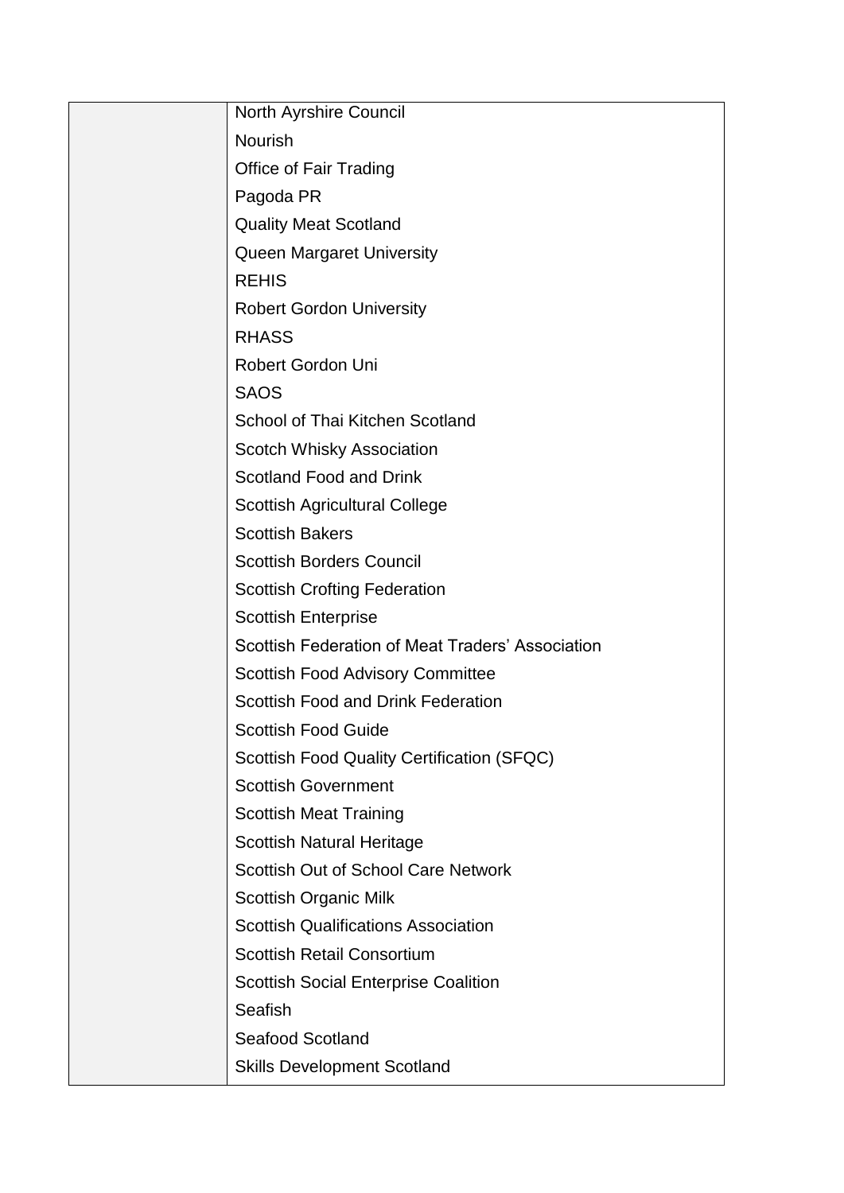| | |
|---|---|
| | North Ayrshire Council |
| | Nourish |
| | Office of Fair Trading |
| | Pagoda PR |
| | Quality Meat Scotland |
| | Queen Margaret University |
| | REHIS |
| | Robert Gordon University |
| | RHASS |
| | Robert Gordon Uni |
| | SAOS |
| | School of Thai Kitchen Scotland |
| | Scotch Whisky Association |
| | Scotland Food and Drink |
| | Scottish Agricultural College |
| | Scottish Bakers |
| | Scottish Borders Council |
| | Scottish Crofting Federation |
| | Scottish Enterprise |
| | Scottish Federation of Meat Traders' Association |
| | Scottish Food Advisory Committee |
| | Scottish Food and Drink Federation |
| | Scottish Food Guide |
| | Scottish Food Quality Certification (SFQC) |
| | Scottish Government |
| | Scottish Meat Training |
| | Scottish Natural Heritage |
| | Scottish Out of School Care Network |
| | Scottish Organic Milk |
| | Scottish Qualifications Association |
| | Scottish Retail Consortium |
| | Scottish Social Enterprise Coalition |
| | Seafish |
| | Seafood Scotland |
| | Skills Development Scotland |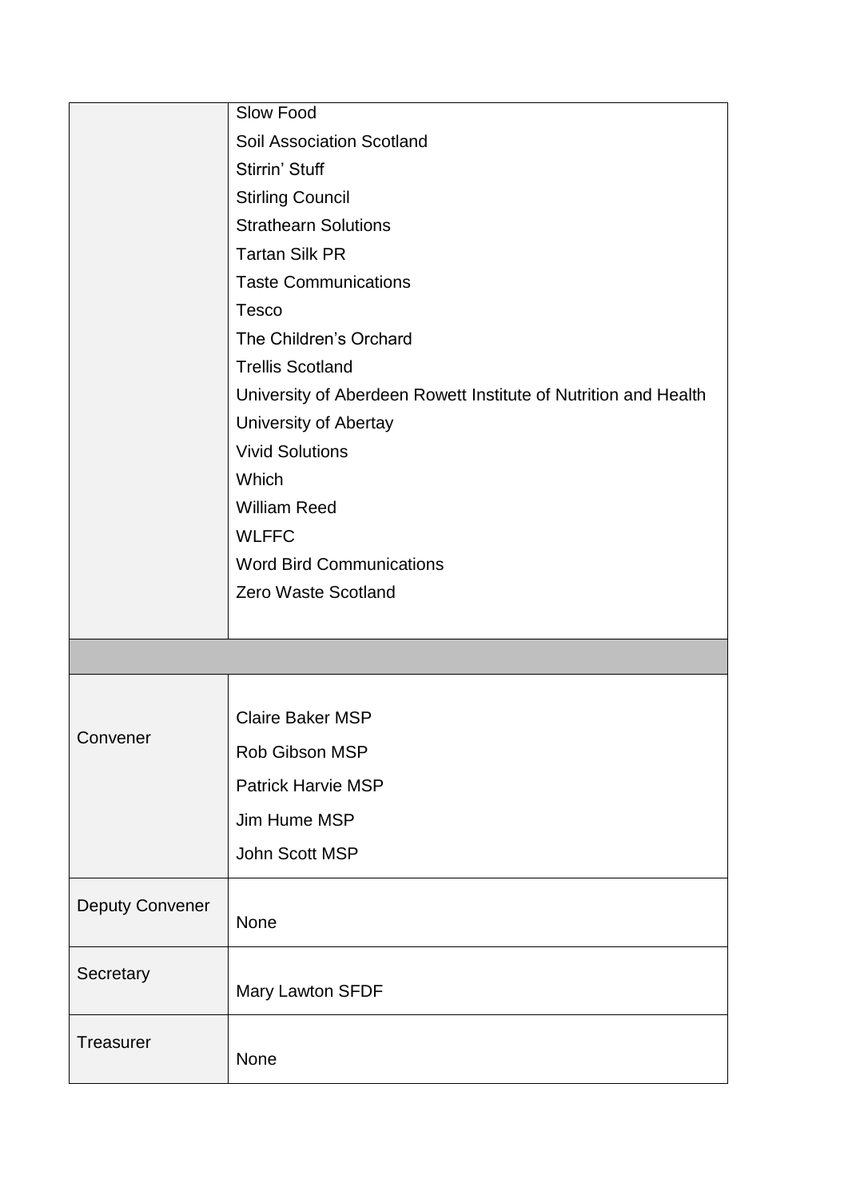| | |
|---|---|
| | Slow Food<br>Soil Association Scotland<br>Stirrin' Stuff<br>Stirling Council<br>Strathearn Solutions<br>Tartan Silk PR<br>Taste Communications<br>Tesco<br>The Children's Orchard<br>Trellis Scotland<br>University of Aberdeen Rowett Institute of Nutrition and Health<br>University of Abertay<br>Vivid Solutions<br>Which<br>William Reed<br>WLFFC<br>Word Bird Communications<br>Zero Waste Scotland |
| | |
| Convener | Claire Baker MSP<br>Rob Gibson MSP<br>Patrick Harvie MSP<br>Jim Hume MSP<br>John Scott MSP |
| Deputy Convener | None |
| Secretary | Mary Lawton SFDF |
| Treasurer | None |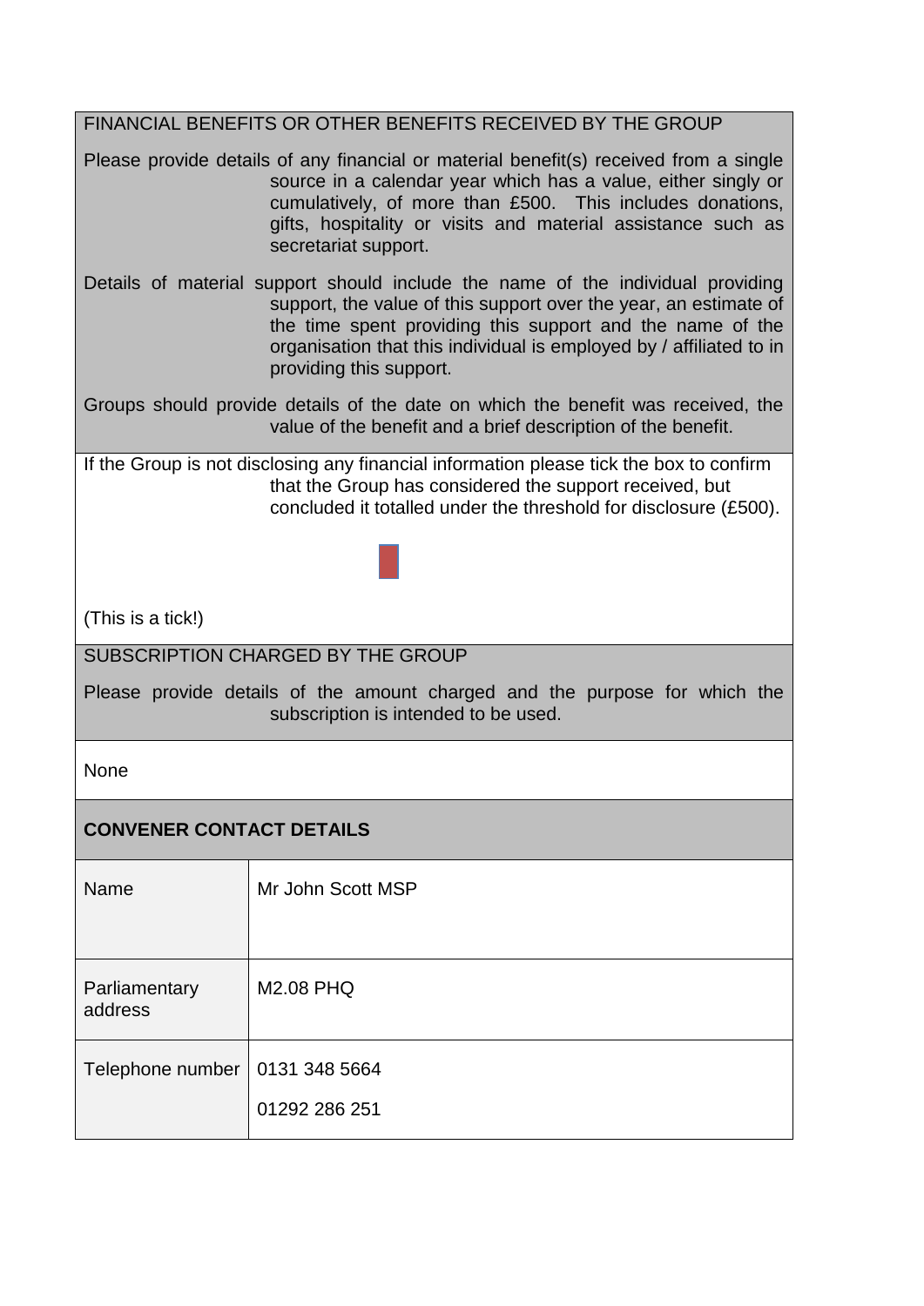FINANCIAL BENEFITS OR OTHER BENEFITS RECEIVED BY THE GROUP

Please provide details of any financial or material benefit(s) received from a single source in a calendar year which has a value, either singly or cumulatively, of more than £500. This includes donations, gifts, hospitality or visits and material assistance such as secretariat support.

Details of material support should include the name of the individual providing support, the value of this support over the year, an estimate of the time spent providing this support and the name of the organisation that this individual is employed by / affiliated to in providing this support.

Groups should provide details of the date on which the benefit was received, the value of the benefit and a brief description of the benefit.

If the Group is not disclosing any financial information please tick the box to confirm that the Group has considered the support received, but concluded it totalled under the threshold for disclosure (£500).

(This is a tick!)

SUBSCRIPTION CHARGED BY THE GROUP

Please provide details of the amount charged and the purpose for which the subscription is intended to be used.

None

**CONVENER CONTACT DETAILS**

| | |
|---|---|
| Name | Mr John Scott MSP |
| Parliamentary address | M2.08 PHQ |
| Telephone number | 0131 348 5664<br>01292 286 251 |